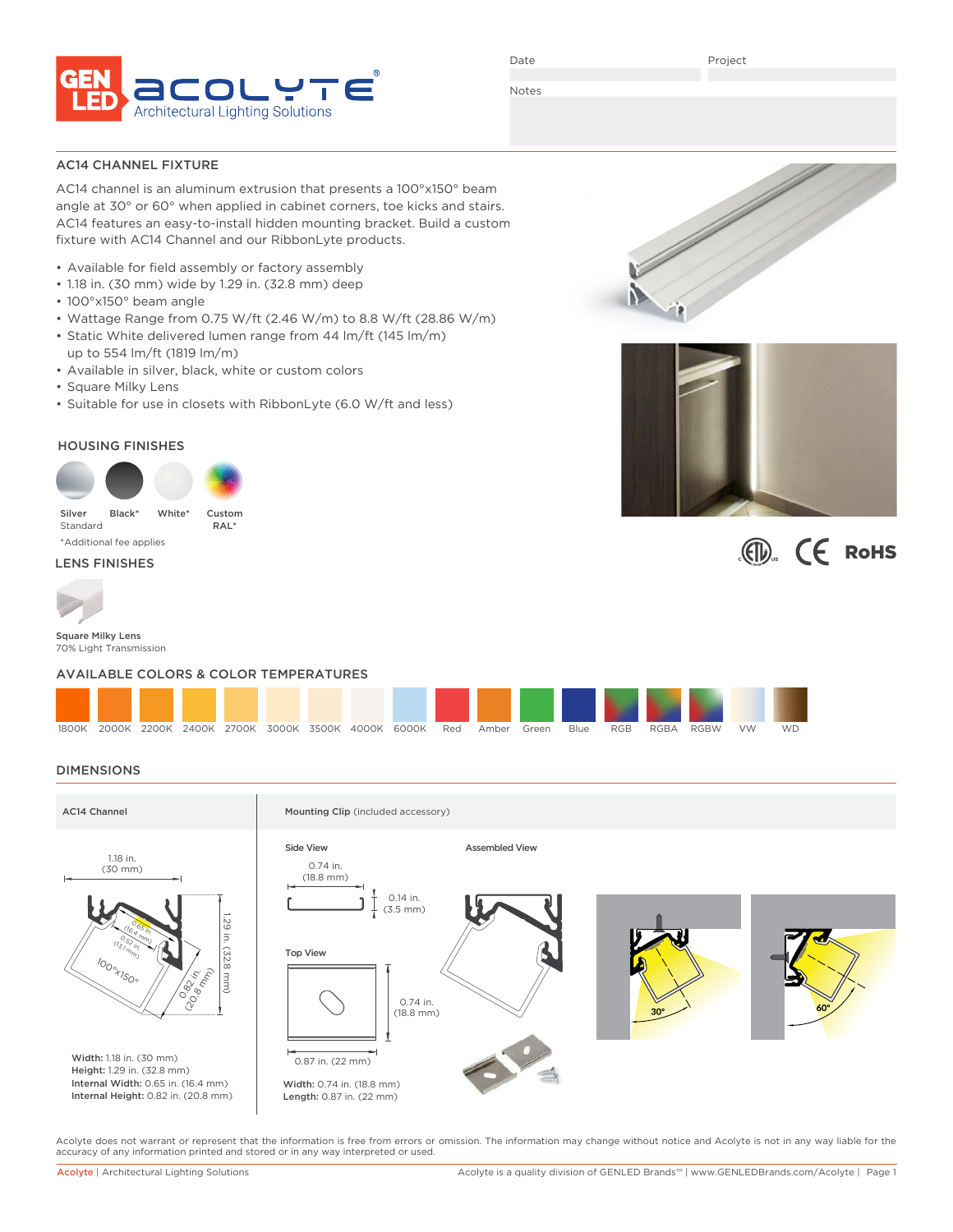GEN LED acolyte®
Architectural Lighting Solutions

Date | Project

Notes

## AC14 CHANNEL FIXTURE

AC14 channel is an aluminum extrusion that presents a 100°x150° beam angle at 30° or 60° when applied in cabinet corners, toe kicks and stairs. AC14 features an easy-to-install hidden mounting bracket. Build a custom fixture with AC14 Channel and our RibbonLyte products.

- Available for field assembly or factory assembly
- 1.18 in. (30 mm) wide by 1.29 in. (32.8 mm) deep
- 100°x150° beam angle
- Wattage Range from 0.75 W/ft (2.46 W/m) to 8.8 W/ft (28.86 W/m)
- Static White delivered lumen range from 44 lm/ft (145 lm/m) up to 554 lm/ft (1819 lm/m)
- Available in silver, black, white or custom colors
- Square Milky Lens
- Suitable for use in closets with RibbonLyte (6.0 W/ft and less)

### HOUSING FINISHES

Silver Standard | Black* | White* | Custom RAL*

*Additional fee applies

### LENS FINISHES

**Square Milky Lens**
70% Light Transmission

### AVAILABLE COLORS & COLOR TEMPERATURES

1800K | 2000K | 2200K | 2400K | 2700K | 3000K | 3500K | 4000K | 6000K | Red | Amber | Green | Blue | RGB | RGBA | RGBW | VW | WD

### DIMENSIONS

**AC14 Channel**

1.18 in. (30 mm)
1.29 in. (32.8 mm)
0.65 in. (16.4 mm)
0.52 in. (13.1 mm)
0.82 in. (20.8 mm)
100°x150°

**Width:** 1.18 in. (30 mm)
**Height:** 1.29 in. (32.8 mm)
**Internal Width:** 0.65 in. (16.4 mm)
**Internal Height:** 0.82 in. (20.8 mm)

**Mounting Clip** (included accessory)

Side View

0.74 in. (18.8 mm)
0.14 in. (3.5 mm)

Top View

0.74 in. (18.8 mm)
0.87 in. (22 mm)

**Width:** 0.74 in. (18.8 mm)
**Length:** 0.87 in. (22 mm)

Assembled View

30°
60°

Acolyte does not warrant or represent that the information is free from errors or omission. The information may change without notice and Acolyte is not in any way liable for the accuracy of any information printed and stored or in any way interpreted or used.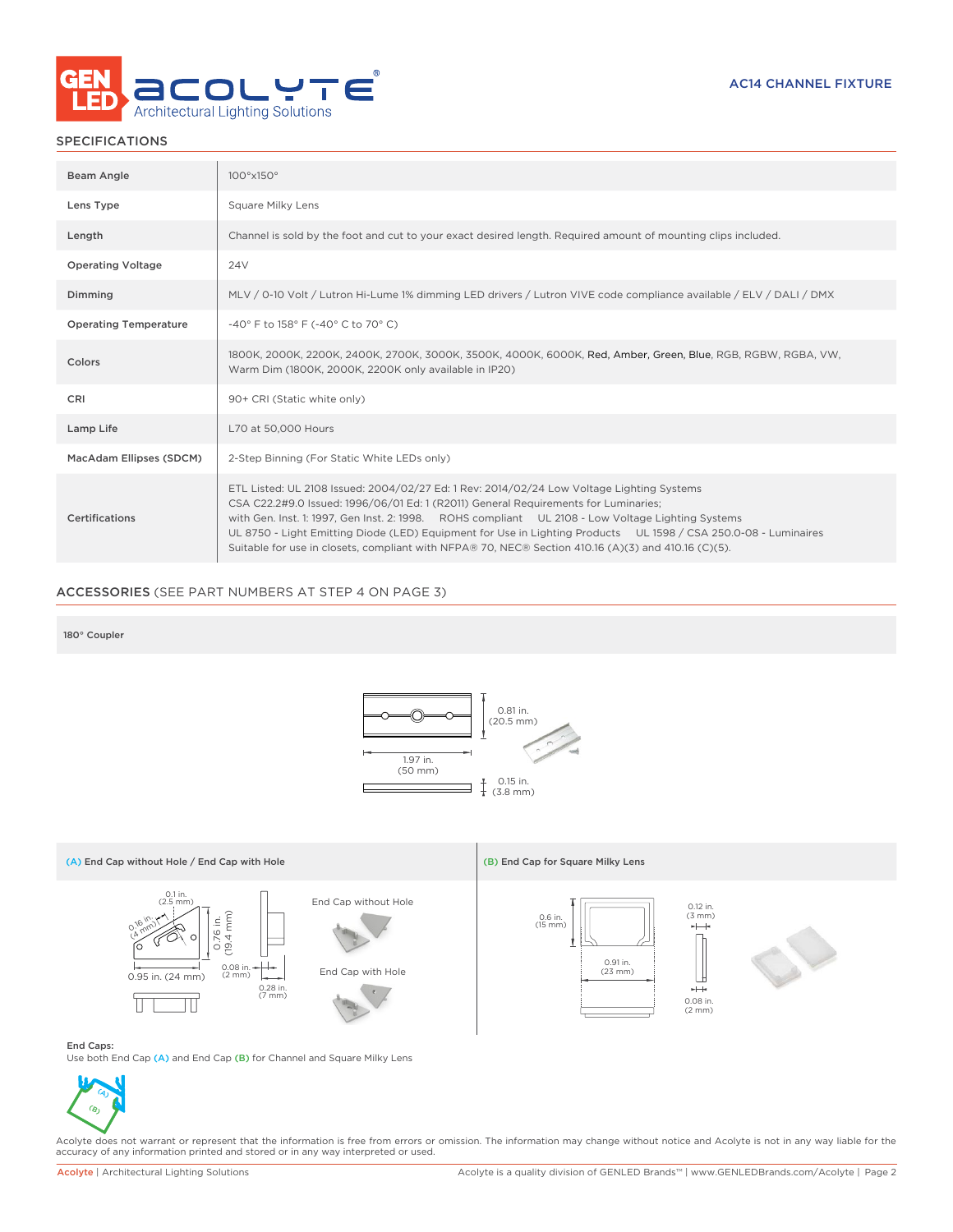AC14 CHANNEL FIXTURE

## SPECIFICATIONS

| | |
|---|---|
| Beam Angle | 100°x150° |
| Lens Type | Square Milky Lens |
| Length | Channel is sold by the foot and cut to your exact desired length. Required amount of mounting clips included. |
| Operating Voltage | 24V |
| Dimming | MLV / 0-10 Volt / Lutron Hi-Lume 1% dimming LED drivers / Lutron VIVE code compliance available / ELV / DALI / DMX |
| Operating Temperature | -40° F to 158° F (-40° C to 70° C) |
| Colors | 1800K, 2000K, 2200K, 2400K, 2700K, 3000K, 3500K, 4000K, 6000K, Red, Amber, Green, Blue, RGB, RGBW, RGBA, VW, Warm Dim (1800K, 2000K, 2200K only available in IP20) |
| CRI | 90+ CRI (Static white only) |
| Lamp Life | L70 at 50,000 Hours |
| MacAdam Ellipses (SDCM) | 2-Step Binning (For Static White LEDs only) |
| Certifications | ETL Listed: UL 2108 Issued: 2004/02/27 Ed: 1 Rev: 2014/02/24 Low Voltage Lighting Systems CSA C22.2#9.0 Issued: 1996/06/01 Ed: 1 (R2011) General Requirements for Luminaries; with Gen. Inst. 1: 1997, Gen Inst. 2: 1998. ROHS compliant UL 2108 - Low Voltage Lighting Systems UL 8750 - Light Emitting Diode (LED) Equipment for Use in Lighting Products UL 1598 / CSA 250.0-08 - Luminaires Suitable for use in closets, compliant with NFPA® 70, NEC® Section 410.16 (A)(3) and 410.16 (C)(5). |

## ACCESSORIES (SEE PART NUMBERS AT STEP 4 ON PAGE 3)

**180° Coupler**

1.97 in. (50 mm)
0.81 in. (20.5 mm)
0.15 in. (3.8 mm)

**(A) End Cap without Hole / End Cap with Hole**

0.1 in. (2.5 mm)
0.16 in. (4 mm)
0.76 in. (19.4 mm)
0.95 in. (24 mm)
0.08 in. (2 mm)
0.28 in. (7 mm)

End Cap without Hole

End Cap with Hole

**(B) End Cap for Square Milky Lens**

0.6 in. (15 mm)
0.91 in. (23 mm)
0.12 in. (3 mm)
0.08 in. (2 mm)

**End Caps:**
Use both End Cap (A) and End Cap (B) for Channel and Square Milky Lens

Acolyte does not warrant or represent that the information is free from errors or omission. The information may change without notice and Acolyte is not in any way liable for the accuracy of any information printed and stored or in any way interpreted or used.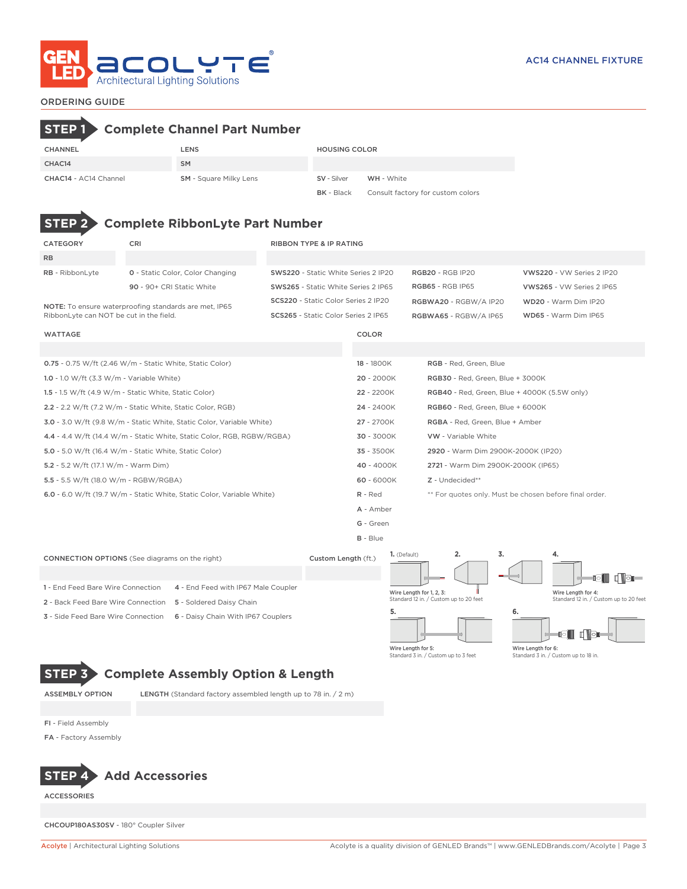# ORDERING GUIDE

AC14 CHANNEL FIXTURE

## STEP 1 Complete Channel Part Number

| CHANNEL | LENS | HOUSING COLOR | |
|---|---|---|---|
| CHAC14 | SM | | |
| CHAC14 - AC14 Channel | SM - Square Milky Lens | SV - Silver | WH - White |
| | | BK - Black | Consult factory for custom colors |

## STEP 2 Complete RibbonLyte Part Number

| CATEGORY | CRI | RIBBON TYPE & IP RATING | | |
|---|---|---|---|---|
| RB | | | | |
| RB - RibbonLyte | 0 - Static Color, Color Changing | SWS220 - Static White Series 2 IP20 | RGB20 - RGB IP20 | VWS220 - VW Series 2 IP20 |
| | 90 - 90+ CRI Static White | SWS265 - Static White Series 2 IP65 | RGB65 - RGB IP65 | VWS265 - VW Series 2 IP65 |
| | | SCS220 - Static Color Series 2 IP20 | RGBWA20 - RGBW/A IP20 | WD20 - Warm Dim IP20 |
| | | SCS265 - Static Color Series 2 IP65 | RGBWA65 - RGBW/A IP65 | WD65 - Warm Dim IP65 |

**NOTE:** To ensure waterproofing standards are met, IP65 RibbonLyte can NOT be cut in the field.

**WATTAGE**

- 0.75 - 0.75 W/ft (2.46 W/m - Static White, Static Color)
- 1.0 - 1.0 W/ft (3.3 W/m - Variable White)
- 1.5 - 1.5 W/ft (4.9 W/m - Static White, Static Color)
- 2.2 - 2.2 W/ft (7.2 W/m - Static White, Static Color, RGB)
- 3.0 - 3.0 W/ft (9.8 W/m - Static White, Static Color, Variable White)
- 4.4 - 4.4 W/ft (14.4 W/m - Static White, Static Color, RGB, RGBW/RGBA)
- 5.0 - 5.0 W/ft (16.4 W/m - Static White, Static Color)
- 5.2 - 5.2 W/ft (17.1 W/m - Warm Dim)
- 5.5 - 5.5 W/ft (18.0 W/m - RGBW/RGBA)
- 6.0 - 6.0 W/ft (19.7 W/m - Static White, Static Color, Variable White)

**COLOR**

| | |
|---|---|
| 18 - 1800K | RGB - Red, Green, Blue |
| 20 - 2000K | RGB30 - Red, Green, Blue + 3000K |
| 22 - 2200K | RGB40 - Red, Green, Blue + 4000K (5.5W only) |
| 24 - 2400K | RGB60 - Red, Green, Blue + 6000K |
| 27 - 2700K | RGBA - Red, Green, Blue + Amber |
| 30 - 3000K | VW - Variable White |
| 35 - 3500K | 2920 - Warm Dim 2900K-2000K (IP20) |
| 40 - 4000K | 2721 - Warm Dim 2900K-2000K (IP65) |
| 60 - 6000K | Z - Undecided** |
| R - Red | ** For quotes only. Must be chosen before final order. |
| A - Amber | |
| G - Green | |
| B - Blue | |

**CONNECTION OPTIONS** (See diagrams on the right) | **Custom Length** (ft.)

- 1 - End Feed Bare Wire Connection
- 2 - Back Feed Bare Wire Connection
- 3 - Side Feed Bare Wire Connection
- 4 - End Feed with IP67 Male Coupler
- 5 - Soldered Daisy Chain
- 6 - Daisy Chain With IP67 Couplers

1. (Default) 2. 3.
Wire Length for 1, 2, 3: Standard 12 in. / Custom up to 20 feet

4. Wire Length for 4: Standard 12 in. / Custom up to 20 feet

5. Wire Length for 5: Standard 3 in. / Custom up to 3 feet

6. Wire Length for 6: Standard 3 in. / Custom up to 18 in.

## STEP 3 Complete Assembly Option & Length

| ASSEMBLY OPTION | LENGTH (Standard factory assembled length up to 78 in. / 2 m) |
|---|---|
| | |
| FI - Field Assembly | |
| FA - Factory Assembly | |

## STEP 4 Add Accessories

**ACCESSORIES**

CHCOUP180AS30SV - 180° Coupler Silver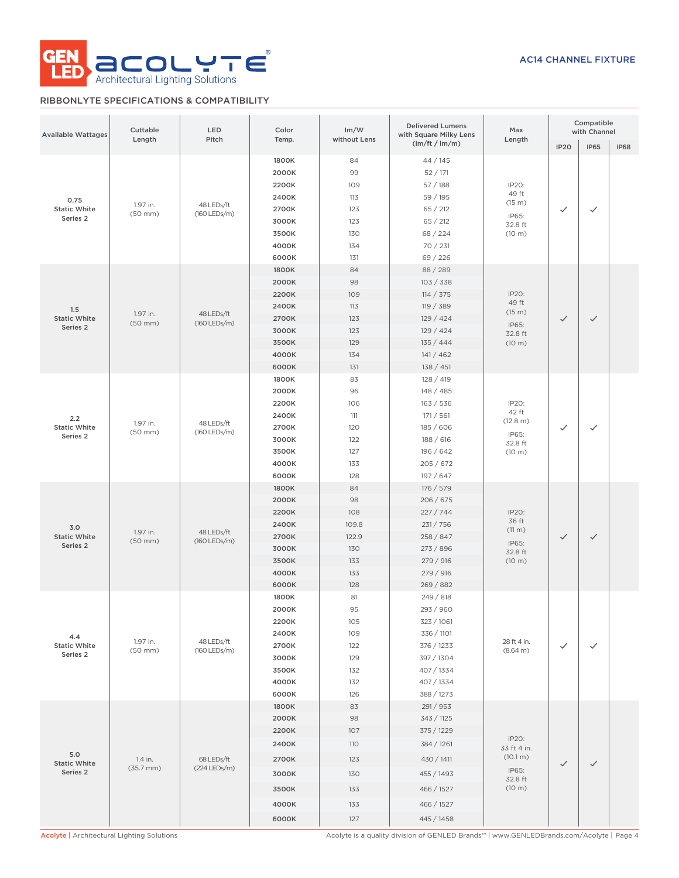## RIBBONLYTE SPECIFICATIONS & COMPATIBILITY

| Available Wattages | Cuttable Length | LED Pitch | Color Temp. | lm/W without Lens | Delivered Lumens with Square Milky Lens (lm/ft / lm/m) | Max Length | Compatible with Channel | | |
|---|---|---|---|---|---|---|---|---|---|
| | | | | | | | IP20 | IP65 | IP68 |
| 0.75 Static White Series 2 | 1.97 in. (50 mm) | 48 LEDs/ft (160 LEDs/m) | 1800K | 84 | 44 / 145 | IP20: 49 ft (15 m) IP65: 32.8 ft (10 m) | ✓ | ✓ | |
| | | | 2000K | 99 | 52 / 171 | | | | |
| | | | 2200K | 109 | 57 / 188 | | | | |
| | | | 2400K | 113 | 59 / 195 | | | | |
| | | | 2700K | 123 | 65 / 212 | | | | |
| | | | 3000K | 123 | 65 / 212 | | | | |
| | | | 3500K | 130 | 68 / 224 | | | | |
| | | | 4000K | 134 | 70 / 231 | | | | |
| | | | 6000K | 131 | 69 / 226 | | | | |
| 1.5 Static White Series 2 | 1.97 in. (50 mm) | 48 LEDs/ft (160 LEDs/m) | 1800K | 84 | 88 / 289 | IP20: 49 ft (15 m) IP65: 32.8 ft (10 m) | ✓ | ✓ | |
| | | | 2000K | 98 | 103 / 338 | | | | |
| | | | 2200K | 109 | 114 / 375 | | | | |
| | | | 2400K | 113 | 119 / 389 | | | | |
| | | | 2700K | 123 | 129 / 424 | | | | |
| | | | 3000K | 123 | 129 / 424 | | | | |
| | | | 3500K | 129 | 135 / 444 | | | | |
| | | | 4000K | 134 | 141 / 462 | | | | |
| | | | 6000K | 131 | 138 / 451 | | | | |
| 2.2 Static White Series 2 | 1.97 in. (50 mm) | 48 LEDs/ft (160 LEDs/m) | 1800K | 83 | 128 / 419 | IP20: 42 ft (12.8 m) IP65: 32.8 ft (10 m) | ✓ | ✓ | |
| | | | 2000K | 96 | 148 / 485 | | | | |
| | | | 2200K | 106 | 163 / 536 | | | | |
| | | | 2400K | 111 | 171 / 561 | | | | |
| | | | 2700K | 120 | 185 / 606 | | | | |
| | | | 3000K | 122 | 188 / 616 | | | | |
| | | | 3500K | 127 | 196 / 642 | | | | |
| | | | 4000K | 133 | 205 / 672 | | | | |
| | | | 6000K | 128 | 197 / 647 | | | | |
| 3.0 Static White Series 2 | 1.97 in. (50 mm) | 48 LEDs/ft (160 LEDs/m) | 1800K | 84 | 176 / 579 | IP20: 36 ft (11 m) IP65: 32.8 ft (10 m) | ✓ | ✓ | |
| | | | 2000K | 98 | 206 / 675 | | | | |
| | | | 2200K | 108 | 227 / 744 | | | | |
| | | | 2400K | 109.8 | 231 / 756 | | | | |
| | | | 2700K | 122.9 | 258 / 847 | | | | |
| | | | 3000K | 130 | 273 / 896 | | | | |
| | | | 3500K | 133 | 279 / 916 | | | | |
| | | | 4000K | 133 | 279 / 916 | | | | |
| | | | 6000K | 128 | 269 / 882 | | | | |
| 4.4 Static White Series 2 | 1.97 in. (50 mm) | 48 LEDs/ft (160 LEDs/m) | 1800K | 81 | 249 / 818 | 28 ft 4 in. (8.64 m) | ✓ | ✓ | |
| | | | 2000K | 95 | 293 / 960 | | | | |
| | | | 2200K | 105 | 323 / 1061 | | | | |
| | | | 2400K | 109 | 336 / 1101 | | | | |
| | | | 2700K | 122 | 376 / 1233 | | | | |
| | | | 3000K | 129 | 397 / 1304 | | | | |
| | | | 3500K | 132 | 407 / 1334 | | | | |
| | | | 4000K | 132 | 407 / 1334 | | | | |
| | | | 6000K | 126 | 388 / 1273 | | | | |
| 5.0 Static White Series 2 | 1.4 in. (35.7 mm) | 68 LEDs/ft (224 LEDs/m) | 1800K | 83 | 291 / 953 | IP20: 33 ft 4 in. (10.1 m) IP65: 32.8 ft (10 m) | ✓ | ✓ | |
| | | | 2000K | 98 | 343 / 1125 | | | | |
| | | | 2200K | 107 | 375 / 1229 | | | | |
| | | | 2400K | 110 | 384 / 1261 | | | | |
| | | | 2700K | 123 | 430 / 1411 | | | | |
| | | | 3000K | 130 | 455 / 1493 | | | | |
| | | | 3500K | 133 | 466 / 1527 | | | | |
| | | | 4000K | 133 | 466 / 1527 | | | | |
| | | | 6000K | 127 | 445 / 1458 | | | | |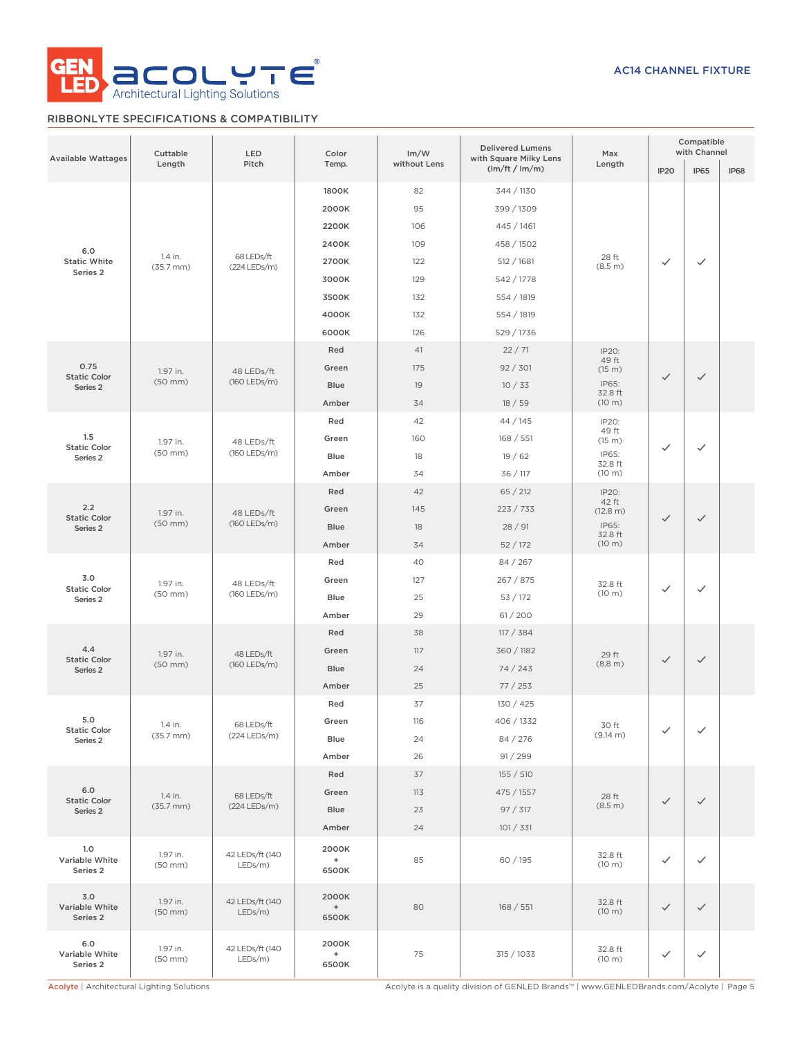AC14 CHANNEL FIXTURE

## RIBBONLYTE SPECIFICATIONS & COMPATIBILITY

| Available Wattages | Cuttable Length | LED Pitch | Color Temp. | lm/W without Lens | Delivered Lumens with Square Milky Lens (lm/ft / lm/m) | Max Length | Compatible with Channel | | |
|---|---|---|---|---|---|---|---|---|---|
| | | | | | | | IP20 | IP65 | IP68 |
| 6.0 Static White Series 2 | 1.4 in. (35.7 mm) | 68 LEDs/ft (224 LEDs/m) | 1800K | 82 | 344 / 1130 | 28 ft (8.5 m) | ✓ | ✓ | |
| | | | 2000K | 95 | 399 / 1309 | | | | |
| | | | 2200K | 106 | 445 / 1461 | | | | |
| | | | 2400K | 109 | 458 / 1502 | | | | |
| | | | 2700K | 122 | 512 / 1681 | | | | |
| | | | 3000K | 129 | 542 / 1778 | | | | |
| | | | 3500K | 132 | 554 / 1819 | | | | |
| | | | 4000K | 132 | 554 / 1819 | | | | |
| | | | 6000K | 126 | 529 / 1736 | | | | |
| 0.75 Static Color Series 2 | 1.97 in. (50 mm) | 48 LEDs/ft (160 LEDs/m) | Red | 41 | 22 / 71 | IP20: 49 ft (15 m) IP65: 32.8 ft (10 m) | ✓ | ✓ | |
| | | | Green | 175 | 92 / 301 | | | | |
| | | | Blue | 19 | 10 / 33 | | | | |
| | | | Amber | 34 | 18 / 59 | | | | |
| 1.5 Static Color Series 2 | 1.97 in. (50 mm) | 48 LEDs/ft (160 LEDs/m) | Red | 42 | 44 / 145 | IP20: 49 ft (15 m) IP65: 32.8 ft (10 m) | ✓ | ✓ | |
| | | | Green | 160 | 168 / 551 | | | | |
| | | | Blue | 18 | 19 / 62 | | | | |
| | | | Amber | 34 | 36 / 117 | | | | |
| 2.2 Static Color Series 2 | 1.97 in. (50 mm) | 48 LEDs/ft (160 LEDs/m) | Red | 42 | 65 / 212 | IP20: 42 ft (12.8 m) IP65: 32.8 ft (10 m) | ✓ | ✓ | |
| | | | Green | 145 | 223 / 733 | | | | |
| | | | Blue | 18 | 28 / 91 | | | | |
| | | | Amber | 34 | 52 / 172 | | | | |
| 3.0 Static Color Series 2 | 1.97 in. (50 mm) | 48 LEDs/ft (160 LEDs/m) | Red | 40 | 84 / 267 | 32.8 ft (10 m) | ✓ | ✓ | |
| | | | Green | 127 | 267 / 875 | | | | |
| | | | Blue | 25 | 53 / 172 | | | | |
| | | | Amber | 29 | 61 / 200 | | | | |
| 4.4 Static Color Series 2 | 1.97 in. (50 mm) | 48 LEDs/ft (160 LEDs/m) | Red | 38 | 117 / 384 | 29 ft (8.8 m) | ✓ | ✓ | |
| | | | Green | 117 | 360 / 1182 | | | | |
| | | | Blue | 24 | 74 / 243 | | | | |
| | | | Amber | 25 | 77 / 253 | | | | |
| 5.0 Static Color Series 2 | 1.4 in. (35.7 mm) | 68 LEDs/ft (224 LEDs/m) | Red | 37 | 130 / 425 | 30 ft (9.14 m) | ✓ | ✓ | |
| | | | Green | 116 | 406 / 1332 | | | | |
| | | | Blue | 24 | 84 / 276 | | | | |
| | | | Amber | 26 | 91 / 299 | | | | |
| 6.0 Static Color Series 2 | 1.4 in. (35.7 mm) | 68 LEDs/ft (224 LEDs/m) | Red | 37 | 155 / 510 | 28 ft (8.5 m) | ✓ | ✓ | |
| | | | Green | 113 | 475 / 1557 | | | | |
| | | | Blue | 23 | 97 / 317 | | | | |
| | | | Amber | 24 | 101 / 331 | | | | |
| 1.0 Variable White Series 2 | 1.97 in. (50 mm) | 42 LEDs/ft (140 LEDs/m) | 2000K + 6500K | 85 | 60 / 195 | 32.8 ft (10 m) | ✓ | ✓ | |
| 3.0 Variable White Series 2 | 1.97 in. (50 mm) | 42 LEDs/ft (140 LEDs/m) | 2000K + 6500K | 80 | 168 / 551 | 32.8 ft (10 m) | ✓ | ✓ | |
| 6.0 Variable White Series 2 | 1.97 in. (50 mm) | 42 LEDs/ft (140 LEDs/m) | 2000K + 6500K | 75 | 315 / 1033 | 32.8 ft (10 m) | ✓ | ✓ | |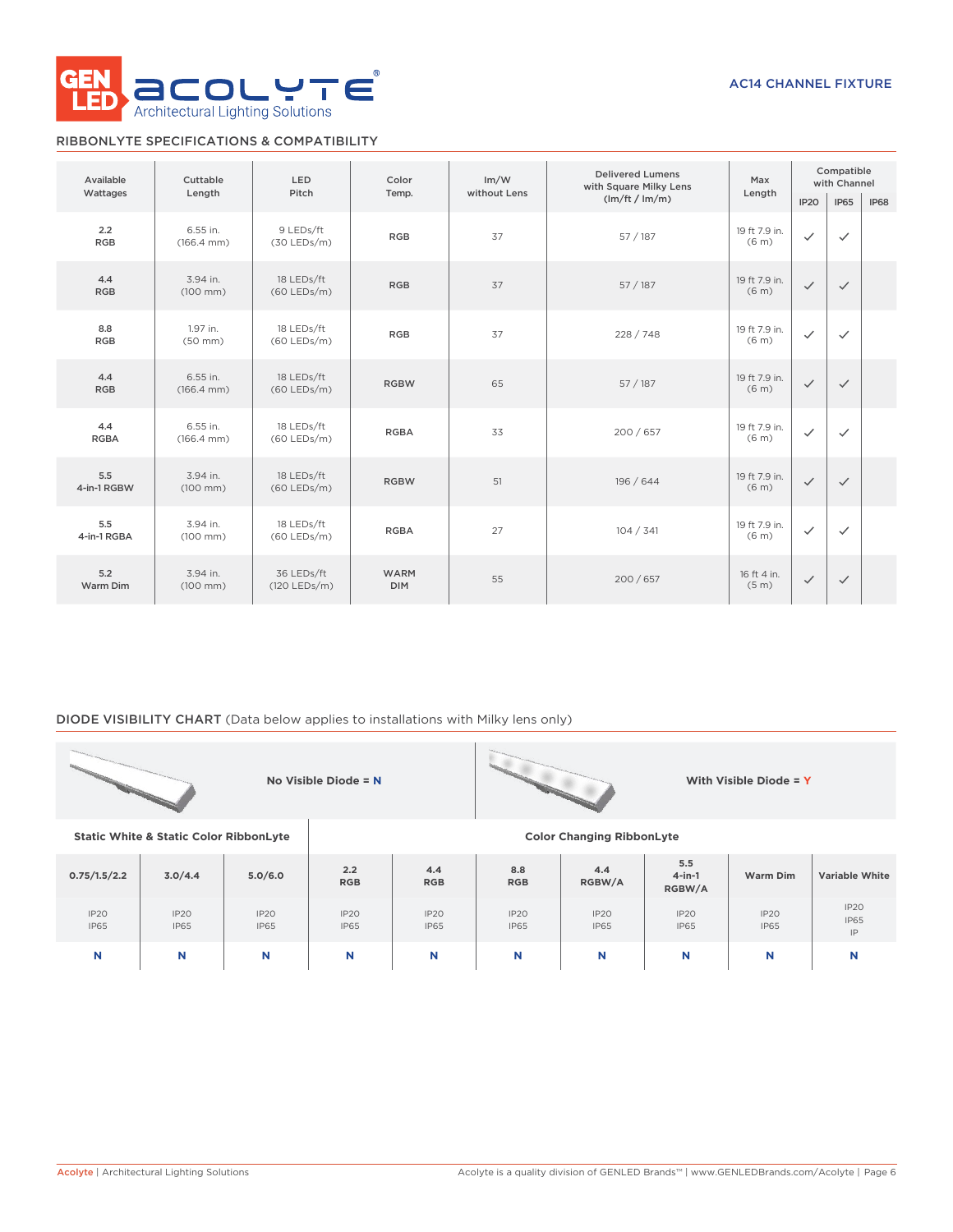AC14 CHANNEL FIXTURE

## RIBBONLYTE SPECIFICATIONS & COMPATIBILITY

| Available Wattages | Cuttable Length | LED Pitch | Color Temp. | lm/W without Lens | Delivered Lumens with Square Milky Lens (lm/ft / lm/m) | Max Length | Compatible with Channel | | |
|---|---|---|---|---|---|---|---|---|---|
| | | | | | | | IP20 | IP65 | IP68 |
| 2.2 RGB | 6.55 in. (166.4 mm) | 9 LEDs/ft (30 LEDs/m) | RGB | 37 | 57 / 187 | 19 ft 7.9 in. (6 m) | ✓ | ✓ | |
| 4.4 RGB | 3.94 in. (100 mm) | 18 LEDs/ft (60 LEDs/m) | RGB | 37 | 57 / 187 | 19 ft 7.9 in. (6 m) | ✓ | ✓ | |
| 8.8 RGB | 1.97 in. (50 mm) | 18 LEDs/ft (60 LEDs/m) | RGB | 37 | 228 / 748 | 19 ft 7.9 in. (6 m) | ✓ | ✓ | |
| 4.4 RGB | 6.55 in. (166.4 mm) | 18 LEDs/ft (60 LEDs/m) | RGBW | 65 | 57 / 187 | 19 ft 7.9 in. (6 m) | ✓ | ✓ | |
| 4.4 RGBA | 6.55 in. (166.4 mm) | 18 LEDs/ft (60 LEDs/m) | RGBA | 33 | 200 / 657 | 19 ft 7.9 in. (6 m) | ✓ | ✓ | |
| 5.5 4-in-1 RGBW | 3.94 in. (100 mm) | 18 LEDs/ft (60 LEDs/m) | RGBW | 51 | 196 / 644 | 19 ft 7.9 in. (6 m) | ✓ | ✓ | |
| 5.5 4-in-1 RGBA | 3.94 in. (100 mm) | 18 LEDs/ft (60 LEDs/m) | RGBA | 27 | 104 / 341 | 19 ft 7.9 in. (6 m) | ✓ | ✓ | |
| 5.2 Warm Dim | 3.94 in. (100 mm) | 36 LEDs/ft (120 LEDs/m) | WARM DIM | 55 | 200 / 657 | 16 ft 4 in. (5 m) | ✓ | ✓ | |

## DIODE VISIBILITY CHART (Data below applies to installations with Milky lens only)

No Visible Diode = N

With Visible Diode = Y

| Static White & Static Color RibbonLyte | | | Color Changing RibbonLyte | | | | | | |
|---|---|---|---|---|---|---|---|---|---|
| 0.75/1.5/2.2 | 3.0/4.4 | 5.0/6.0 | 2.2 RGB | 4.4 RGB | 8.8 RGB | 4.4 RGBW/A | 5.5 4-in-1 RGBW/A | Warm Dim | Variable White |
| IP20 IP65 | IP20 IP65 | IP20 IP65 | IP20 IP65 | IP20 IP65 | IP20 IP65 | IP20 IP65 | IP20 IP65 | IP20 IP65 | IP20 IP65 IP |
| N | N | N | N | N | N | N | N | N | N |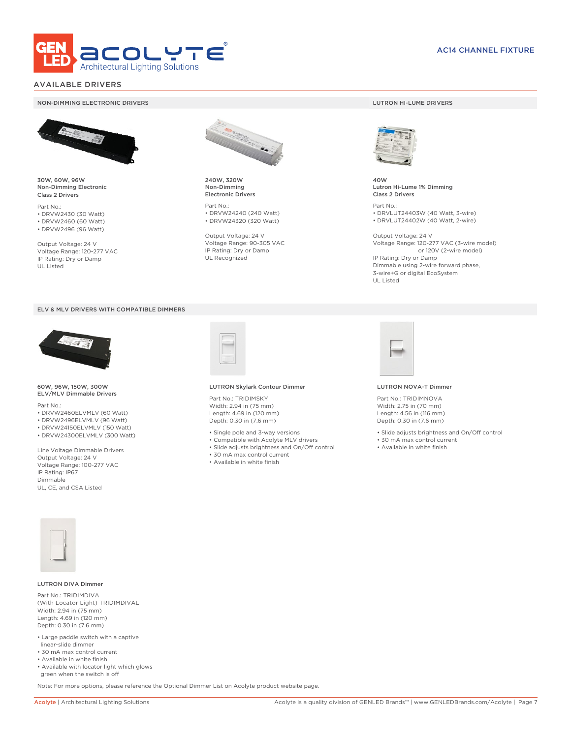AC14 CHANNEL FIXTURE

## AVAILABLE DRIVERS

### NON-DIMMING ELECTRONIC DRIVERS

**30W, 60W, 96W**
**Non-Dimming Electronic**
**Class 2 Drivers**

Part No.:
- DRVW2430 (30 Watt)
- DRVW2460 (60 Watt)
- DRVW2496 (96 Watt)

Output Voltage: 24 V
Voltage Range: 120-277 VAC
IP Rating: Dry or Damp
UL Listed

**240W, 320W**
**Non-Dimming**
**Electronic Drivers**

Part No.:
- DRVW24240 (240 Watt)
- DRVW24320 (320 Watt)

Output Voltage: 24 V
Voltage Range: 90-305 VAC
IP Rating: Dry or Damp
UL Recognized

### LUTRON HI-LUME DRIVERS

**40W**
**Lutron Hi-Lume 1% Dimming**
**Class 2 Drivers**

Part No.:
- DRVLUT24403W (40 Watt, 3-wire)
- DRVLUT24402W (40 Watt, 2-wire)

Output Voltage: 24 V
Voltage Range: 120-277 VAC (3-wire model)
or 120V (2-wire model)
IP Rating: Dry or Damp
Dimmable using 2-wire forward phase,
3-wire+G or digital EcoSystem
UL Listed

### ELV & MLV DRIVERS WITH COMPATIBLE DIMMERS

**60W, 96W, 150W, 300W**
**ELV/MLV Dimmable Drivers**

Part No.:
- DRVW2460ELVMLV (60 Watt)
- DRVW2496ELVMLV (96 Watt)
- DRVW24150ELVMLV (150 Watt)
- DRVW24300ELVMLV (300 Watt)

Line Voltage Dimmable Drivers
Output Voltage: 24 V
Voltage Range: 100-277 VAC
IP Rating: IP67
Dimmable
UL, CE, and CSA Listed

**LUTRON Skylark Contour Dimmer**

Part No.: TRIDIMSKY
Width: 2.94 in (75 mm)
Length: 4.69 in (120 mm)
Depth: 0.30 in (7.6 mm)

- Single pole and 3-way versions
- Compatible with Acolyte MLV drivers
- Slide adjusts brightness and On/Off control
- 30 mA max control current
- Available in white finish

**LUTRON NOVA-T Dimmer**

Part No.: TRIDIMNOVA
Width: 2.75 in (70 mm)
Length: 4.56 in (116 mm)
Depth: 0.30 in (7.6 mm)

- Slide adjusts brightness and On/Off control
- 30 mA max control current
- Available in white finish

**LUTRON DIVA Dimmer**

Part No.: TRIDIMDIVA
(With Locator Light) TRIDIMDIVAL
Width: 2.94 in (75 mm)
Length: 4.69 in (120 mm)
Depth: 0.30 in (7.6 mm)

- Large paddle switch with a captive linear-slide dimmer
- 30 mA max control current
- Available in white finish
- Available with locator light which glows green when the switch is off

Note: For more options, please reference the Optional Dimmer List on Acolyte product website page.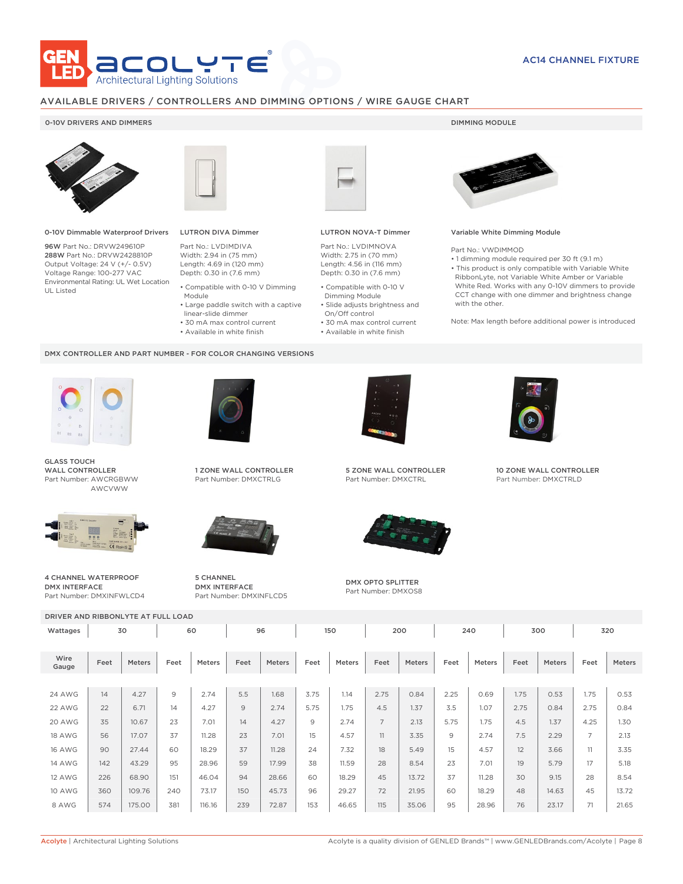AC14 CHANNEL FIXTURE

## AVAILABLE DRIVERS / CONTROLLERS AND DIMMING OPTIONS / WIRE GAUGE CHART

### 0-10V DRIVERS AND DIMMERS

**0-10V Dimmable Waterproof Drivers**

**96W** Part No.: DRVW249610P
**288W** Part No.: DRVW2428810P
Output Voltage: 24 V (+/- 0.5V)
Voltage Range: 100-277 VAC
Environmental Rating: UL Wet Location
UL Listed

**LUTRON DIVA Dimmer**

Part No.: LVDIMDIVA
Width: 2.94 in (75 mm)
Length: 4.69 in (120 mm)
Depth: 0.30 in (7.6 mm)

- Compatible with 0-10 V Dimming Module
- Large paddle switch with a captive linear-slide dimmer
- 30 mA max control current
- Available in white finish

**LUTRON NOVA-T Dimmer**

Part No.: LVDIMNOVA
Width: 2.75 in (70 mm)
Length: 4.56 in (116 mm)
Depth: 0.30 in (7.6 mm)

- Compatible with 0-10 V Dimming Module
- Slide adjusts brightness and On/Off control
- 30 mA max control current
- Available in white finish

### DIMMING MODULE

**Variable White Dimming Module**

Part No.: VWDIMMOD

- 1 dimming module required per 30 ft (9.1 m)
- This product is only compatible with Variable White RibbonLyte, not Variable White Amber or Variable White Red. Works with any 0-10V dimmers to provide CCT change with one dimmer and brightness change with the other.

Note: Max length before additional power is introduced

### DMX CONTROLLER AND PART NUMBER - FOR COLOR CHANGING VERSIONS

**GLASS TOUCH WALL CONTROLLER**
Part Number: AWCRGBWW
AWCVWW

**1 ZONE WALL CONTROLLER**
Part Number: DMXCTRLG

**5 ZONE WALL CONTROLLER**
Part Number: DMXCTRL

**10 ZONE WALL CONTROLLER**
Part Number: DMXCTRLD

**4 CHANNEL WATERPROOF DMX INTERFACE**
Part Number: DMXINFWLCD4

**5 CHANNEL DMX INTERFACE**
Part Number: DMXINFLCD5

**DMX OPTO SPLITTER**
Part Number: DMXOS8

### DRIVER AND RIBBONLYTE AT FULL LOAD

| Wattages | 30 | | 60 | | 96 | | 150 | | 200 | | 240 | | 300 | | 320 | |
|---|---|---|---|---|---|---|---|---|---|---|---|---|---|---|---|---|
| Wire Gauge | Feet | Meters | Feet | Meters | Feet | Meters | Feet | Meters | Feet | Meters | Feet | Meters | Feet | Meters | Feet | Meters |
| 24 AWG | 14 | 4.27 | 9 | 2.74 | 5.5 | 1.68 | 3.75 | 1.14 | 2.75 | 0.84 | 2.25 | 0.69 | 1.75 | 0.53 | 1.75 | 0.53 |
| 22 AWG | 22 | 6.71 | 14 | 4.27 | 9 | 2.74 | 5.75 | 1.75 | 4.5 | 1.37 | 3.5 | 1.07 | 2.75 | 0.84 | 2.75 | 0.84 |
| 20 AWG | 35 | 10.67 | 23 | 7.01 | 14 | 4.27 | 9 | 2.74 | 7 | 2.13 | 5.75 | 1.75 | 4.5 | 1.37 | 4.25 | 1.30 |
| 18 AWG | 56 | 17.07 | 37 | 11.28 | 23 | 7.01 | 15 | 4.57 | 11 | 3.35 | 9 | 2.74 | 7.5 | 2.29 | 7 | 2.13 |
| 16 AWG | 90 | 27.44 | 60 | 18.29 | 37 | 11.28 | 24 | 7.32 | 18 | 5.49 | 15 | 4.57 | 12 | 3.66 | 11 | 3.35 |
| 14 AWG | 142 | 43.29 | 95 | 28.96 | 59 | 17.99 | 38 | 11.59 | 28 | 8.54 | 23 | 7.01 | 19 | 5.79 | 17 | 5.18 |
| 12 AWG | 226 | 68.90 | 151 | 46.04 | 94 | 28.66 | 60 | 18.29 | 45 | 13.72 | 37 | 11.28 | 30 | 9.15 | 28 | 8.54 |
| 10 AWG | 360 | 109.76 | 240 | 73.17 | 150 | 45.73 | 96 | 29.27 | 72 | 21.95 | 60 | 18.29 | 48 | 14.63 | 45 | 13.72 |
| 8 AWG | 574 | 175.00 | 381 | 116.16 | 239 | 72.87 | 153 | 46.65 | 115 | 35.06 | 95 | 28.96 | 76 | 23.17 | 71 | 21.65 |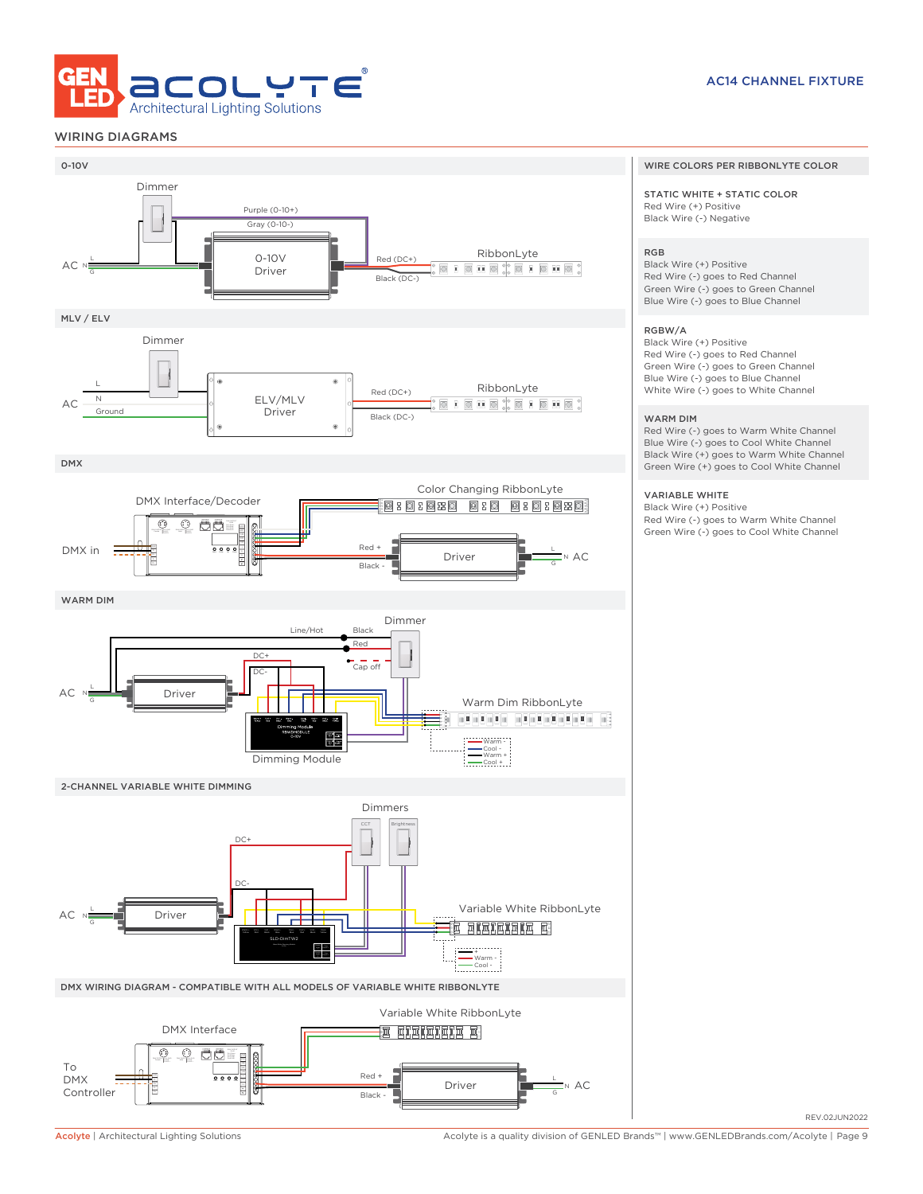AC14 CHANNEL FIXTURE

## WIRING DIAGRAMS

### 0-10V

Dimmer

Purple (0-10+)

Gray (0-10-)

AC L N G

0-10V Driver

Red (DC+)

Black (DC-)

RibbonLyte

### MLV / ELV

Dimmer

AC L N Ground

ELV/MLV Driver

Red (DC+)

Black (DC-)

RibbonLyte

### DMX

DMX Interface/Decoder

Color Changing RibbonLyte

DMX in

Red +

Black -

Driver

L N AC G

### WARM DIM

Dimmer

Line/Hot

Black

Red

Cap off

DC+

DC-

AC L N G

Driver

Dimming Module

Warm Dim RibbonLyte

Warm -
Cool -
Warm +
Cool +

### 2-CHANNEL VARIABLE WHITE DIMMING

Dimmers

CCT

Brightness

DC+

DC-

AC L N G

Driver

Variable White RibbonLyte

Warm -
Cool -

### DMX WIRING DIAGRAM - COMPATIBLE WITH ALL MODELS OF VARIABLE WHITE RIBBONLYTE

Variable White RibbonLyte

DMX Interface

To DMX Controller

Red +

Black -

Driver

L N AC G

## WIRE COLORS PER RIBBONLYTE COLOR

**STATIC WHITE + STATIC COLOR**
Red Wire (+) Positive
Black Wire (-) Negative

**RGB**
Black Wire (+) Positive
Red Wire (-) goes to Red Channel
Green Wire (-) goes to Green Channel
Blue Wire (-) goes to Blue Channel

**RGBW/A**
Black Wire (+) Positive
Red Wire (-) goes to Red Channel
Green Wire (-) goes to Green Channel
Blue Wire (-) goes to Blue Channel
White Wire (-) goes to White Channel

**WARM DIM**
Red Wire (-) goes to Warm White Channel
Blue Wire (-) goes to Cool White Channel
Black Wire (+) goes to Warm White Channel
Green Wire (+) goes to Cool White Channel

**VARIABLE WHITE**
Black Wire (+) Positive
Red Wire (-) goes to Warm White Channel
Green Wire (-) goes to Cool White Channel

REV.02JUN2022